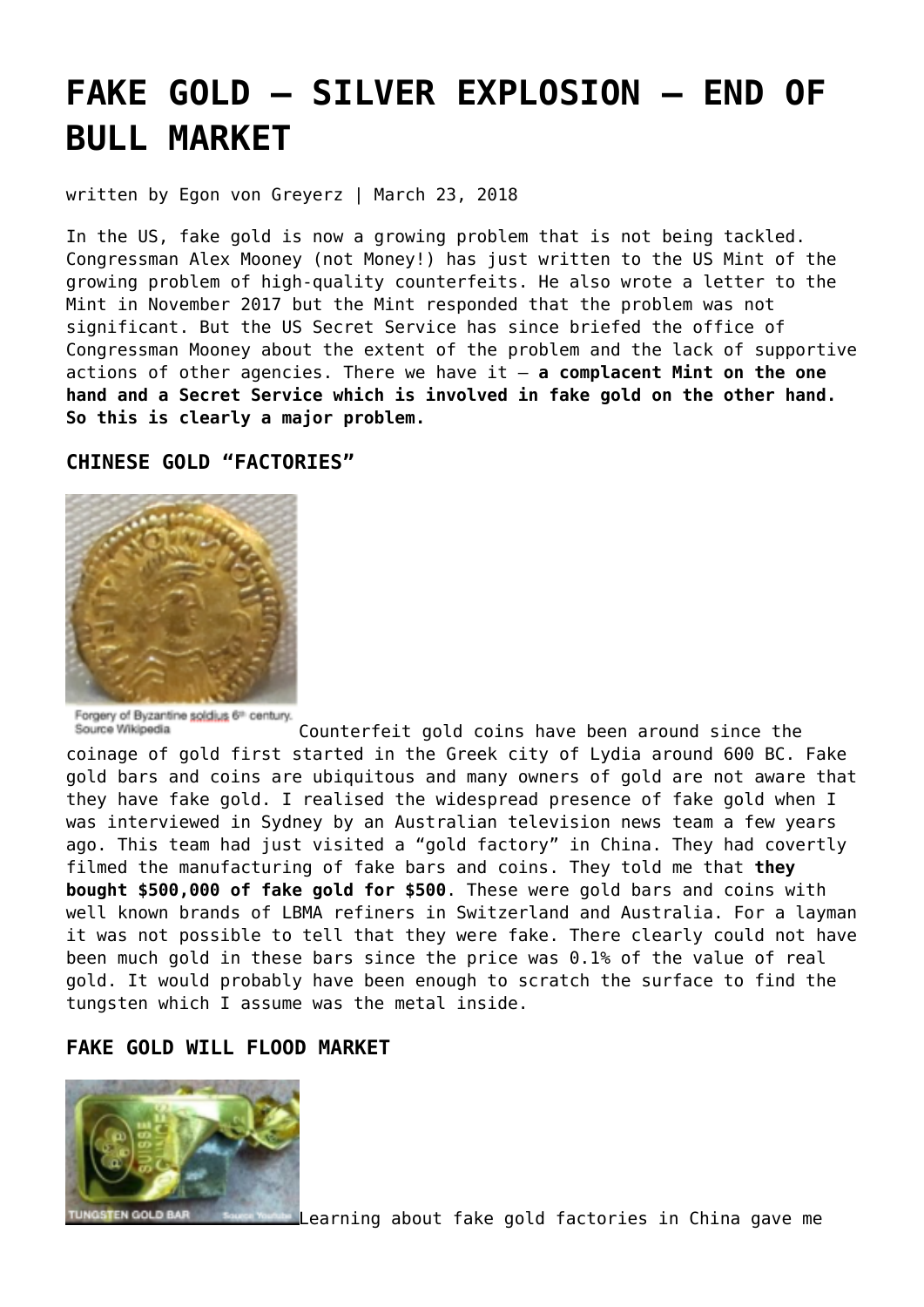# FAKE GOLD – SILVER EXPLOSION – END OF BULL MARKET

written by Egon von Greyerz | March 23, 2018

In the US, fake gold is now a growing problem that is not being tackled. Congressman Alex Mooney (not Money!) has just written to the US Mint of the growing problem of high-quality counterfeits. He also wrote a letter to the Mint in November 2017 but the Mint responded that the problem was not significant. But the US Secret Service has since briefed the office of Congressman Mooney about the extent of the problem and the lack of supportive actions of other agencies. There we have it – **a complacent Mint on the one hand and a Secret Service which is involved in fake gold on the other hand. So this is clearly a major problem.**

### CHINESE GOLD "FACTORIES"

Forgery of Byzantine soldius 6th century. Source Wikipedia

Counterfeit gold coins have been around since the coinage of gold first started in the Greek city of Lydia around 600 BC. Fake gold bars and coins are ubiquitous and many owners of gold are not aware that they have fake gold. I realised the widespread presence of fake gold when I was interviewed in Sydney by an Australian television news team a few years ago. This team had just visited a "gold factory" in China. They had covertly filmed the manufacturing of fake bars and coins. They told me that **they bought $500,000 of fake gold for $500**. These were gold bars and coins with well known brands of LBMA refiners in Switzerland and Australia. For a layman it was not possible to tell that they were fake. There clearly could not have been much gold in these bars since the price was 0.1% of the value of real gold. It would probably have been enough to scratch the surface to find the tungsten which I assume was the metal inside.

### FAKE GOLD WILL FLOOD MARKET

TUNGSTEN GOLD BAR Source Youtube

Learning about fake gold factories in China gave me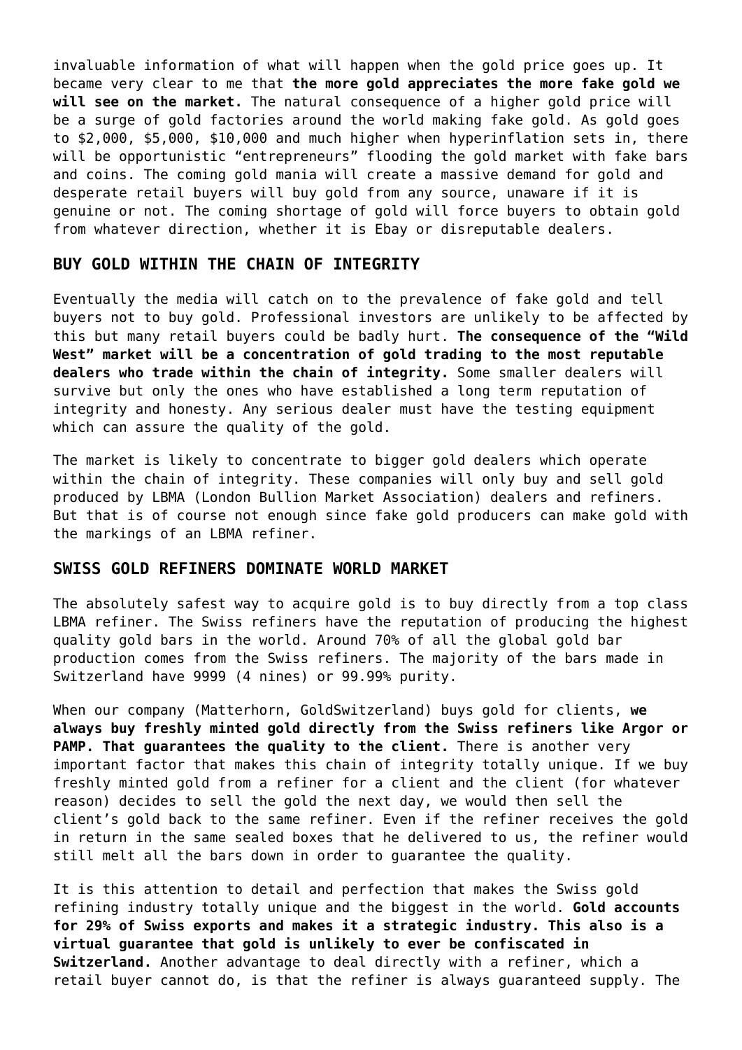invaluable information of what will happen when the gold price goes up. It became very clear to me that **the more gold appreciates the more fake gold we will see on the market.** The natural consequence of a higher gold price will be a surge of gold factories around the world making fake gold. As gold goes to $2,000, $5,000, $10,000 and much higher when hyperinflation sets in, there will be opportunistic "entrepreneurs" flooding the gold market with fake bars and coins. The coming gold mania will create a massive demand for gold and desperate retail buyers will buy gold from any source, unaware if it is genuine or not. The coming shortage of gold will force buyers to obtain gold from whatever direction, whether it is Ebay or disreputable dealers.

## BUY GOLD WITHIN THE CHAIN OF INTEGRITY

Eventually the media will catch on to the prevalence of fake gold and tell buyers not to buy gold. Professional investors are unlikely to be affected by this but many retail buyers could be badly hurt. **The consequence of the "Wild West" market will be a concentration of gold trading to the most reputable dealers who trade within the chain of integrity.** Some smaller dealers will survive but only the ones who have established a long term reputation of integrity and honesty. Any serious dealer must have the testing equipment which can assure the quality of the gold.

The market is likely to concentrate to bigger gold dealers which operate within the chain of integrity. These companies will only buy and sell gold produced by LBMA (London Bullion Market Association) dealers and refiners. But that is of course not enough since fake gold producers can make gold with the markings of an LBMA refiner.

## SWISS GOLD REFINERS DOMINATE WORLD MARKET

The absolutely safest way to acquire gold is to buy directly from a top class LBMA refiner. The Swiss refiners have the reputation of producing the highest quality gold bars in the world. Around 70% of all the global gold bar production comes from the Swiss refiners. The majority of the bars made in Switzerland have 9999 (4 nines) or 99.99% purity.

When our company (Matterhorn, GoldSwitzerland) buys gold for clients, **we always buy freshly minted gold directly from the Swiss refiners like Argor or PAMP. That guarantees the quality to the client.** There is another very important factor that makes this chain of integrity totally unique. If we buy freshly minted gold from a refiner for a client and the client (for whatever reason) decides to sell the gold the next day, we would then sell the client's gold back to the same refiner. Even if the refiner receives the gold in return in the same sealed boxes that he delivered to us, the refiner would still melt all the bars down in order to guarantee the quality.

It is this attention to detail and perfection that makes the Swiss gold refining industry totally unique and the biggest in the world. **Gold accounts for 29% of Swiss exports and makes it a strategic industry. This also is a virtual guarantee that gold is unlikely to ever be confiscated in Switzerland.** Another advantage to deal directly with a refiner, which a retail buyer cannot do, is that the refiner is always guaranteed supply. The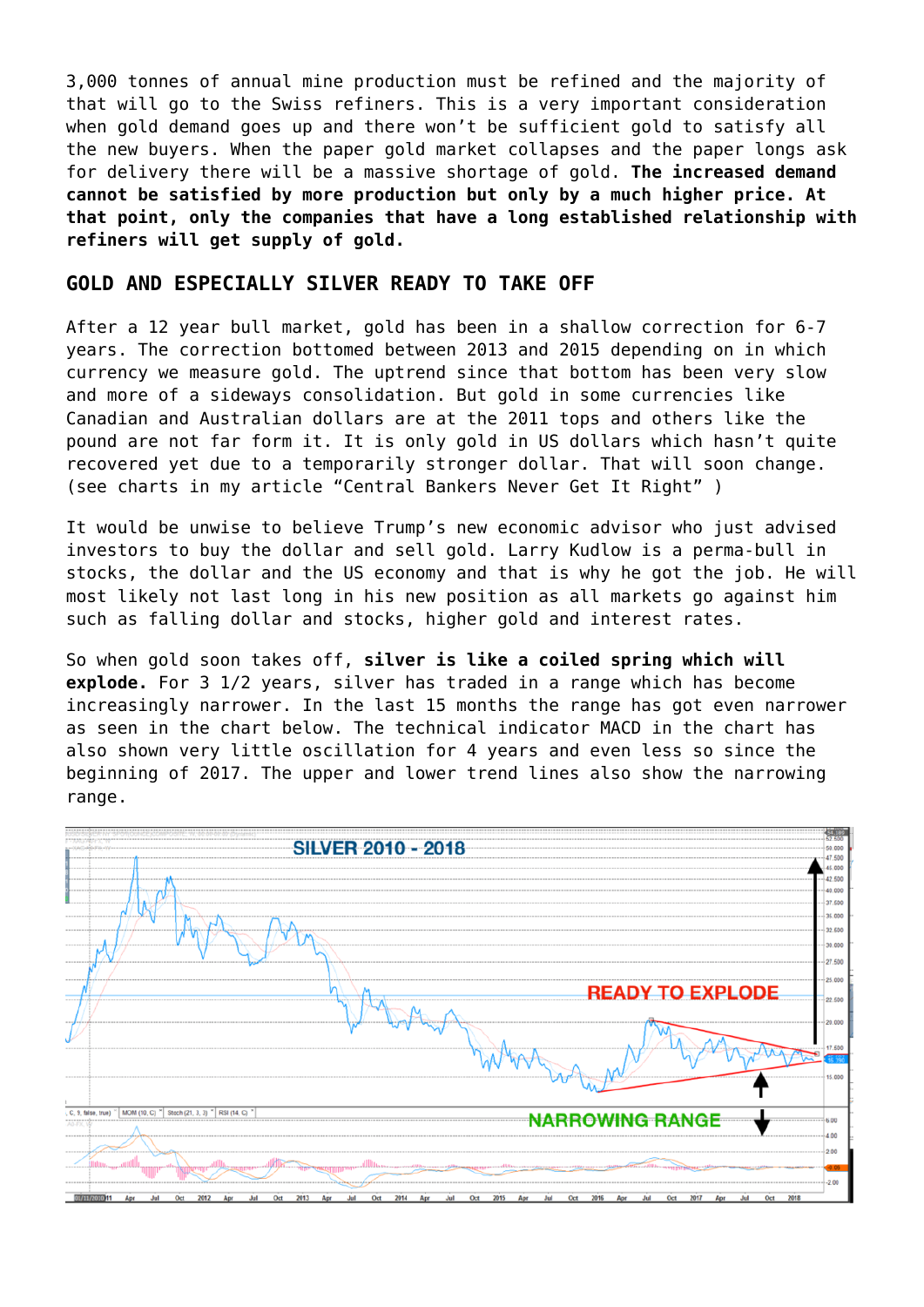3,000 tonnes of annual mine production must be refined and the majority of that will go to the Swiss refiners. This is a very important consideration when gold demand goes up and there won't be sufficient gold to satisfy all the new buyers. When the paper gold market collapses and the paper longs ask for delivery there will be a massive shortage of gold. **The increased demand cannot be satisfied by more production but only by a much higher price. At that point, only the companies that have a long established relationship with refiners will get supply of gold.**

## GOLD AND ESPECIALLY SILVER READY TO TAKE OFF

After a 12 year bull market, gold has been in a shallow correction for 6-7 years. The correction bottomed between 2013 and 2015 depending on in which currency we measure gold. The uptrend since that bottom has been very slow and more of a sideways consolidation. But gold in some currencies like Canadian and Australian dollars are at the 2011 tops and others like the pound are not far form it. It is only gold in US dollars which hasn't quite recovered yet due to a temporarily stronger dollar. That will soon change. (see charts in my article "Central Bankers Never Get It Right" )

It would be unwise to believe Trump's new economic advisor who just advised investors to buy the dollar and sell gold. Larry Kudlow is a perma-bull in stocks, the dollar and the US economy and that is why he got the job. He will most likely not last long in his new position as all markets go against him such as falling dollar and stocks, higher gold and interest rates.

So when gold soon takes off, **silver is like a coiled spring which will explode.** For 3 1/2 years, silver has traded in a range which has become increasingly narrower. In the last 15 months the range has got even narrower as seen in the chart below. The technical indicator MACD in the chart has also shown very little oscillation for 4 years and even less so since the beginning of 2017. The upper and lower trend lines also show the narrowing range.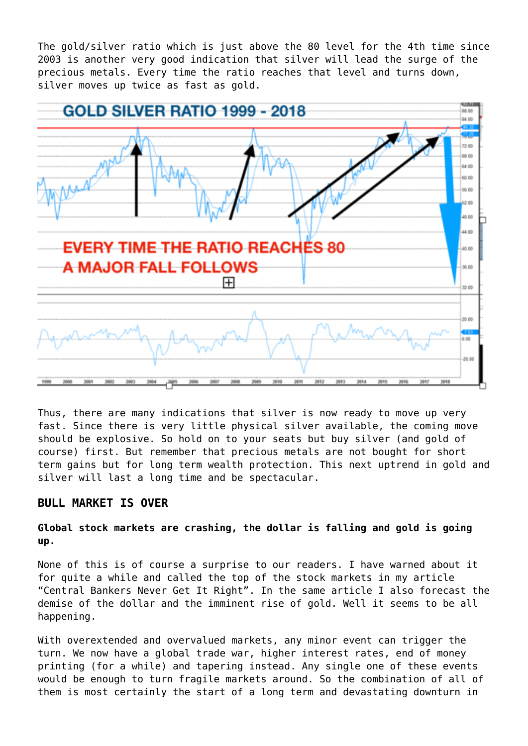The gold/silver ratio which is just above the 80 level for the 4th time since 2003 is another very good indication that silver will lead the surge of the precious metals. Every time the ratio reaches that level and turns down, silver moves up twice as fast as gold.

Thus, there are many indications that silver is now ready to move up very fast. Since there is very little physical silver available, the coming move should be explosive. So hold on to your seats but buy silver (and gold of course) first. But remember that precious metals are not bought for short term gains but for long term wealth protection. This next uptrend in gold and silver will last a long time and be spectacular.

## BULL MARKET IS OVER

**Global stock markets are crashing, the dollar is falling and gold is going up.**

None of this is of course a surprise to our readers. I have warned about it for quite a while and called the top of the stock markets in my article "Central Bankers Never Get It Right". In the same article I also forecast the demise of the dollar and the imminent rise of gold. Well it seems to be all happening.

With overextended and overvalued markets, any minor event can trigger the turn. We now have a global trade war, higher interest rates, end of money printing (for a while) and tapering instead. Any single one of these events would be enough to turn fragile markets around. So the combination of all of them is most certainly the start of a long term and devastating downturn in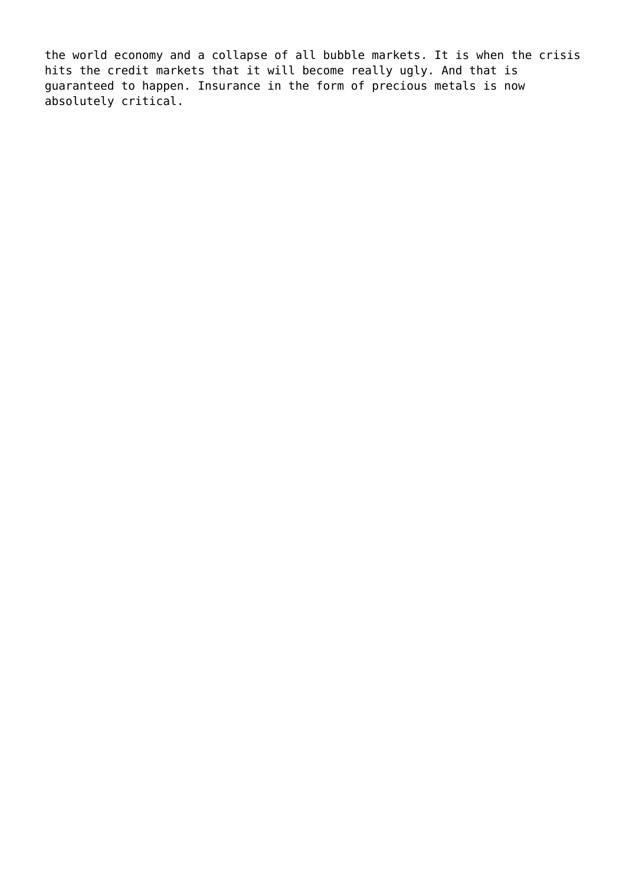the world economy and a collapse of all bubble markets. It is when the crisis hits the credit markets that it will become really ugly. And that is guaranteed to happen. Insurance in the form of precious metals is now absolutely critical.